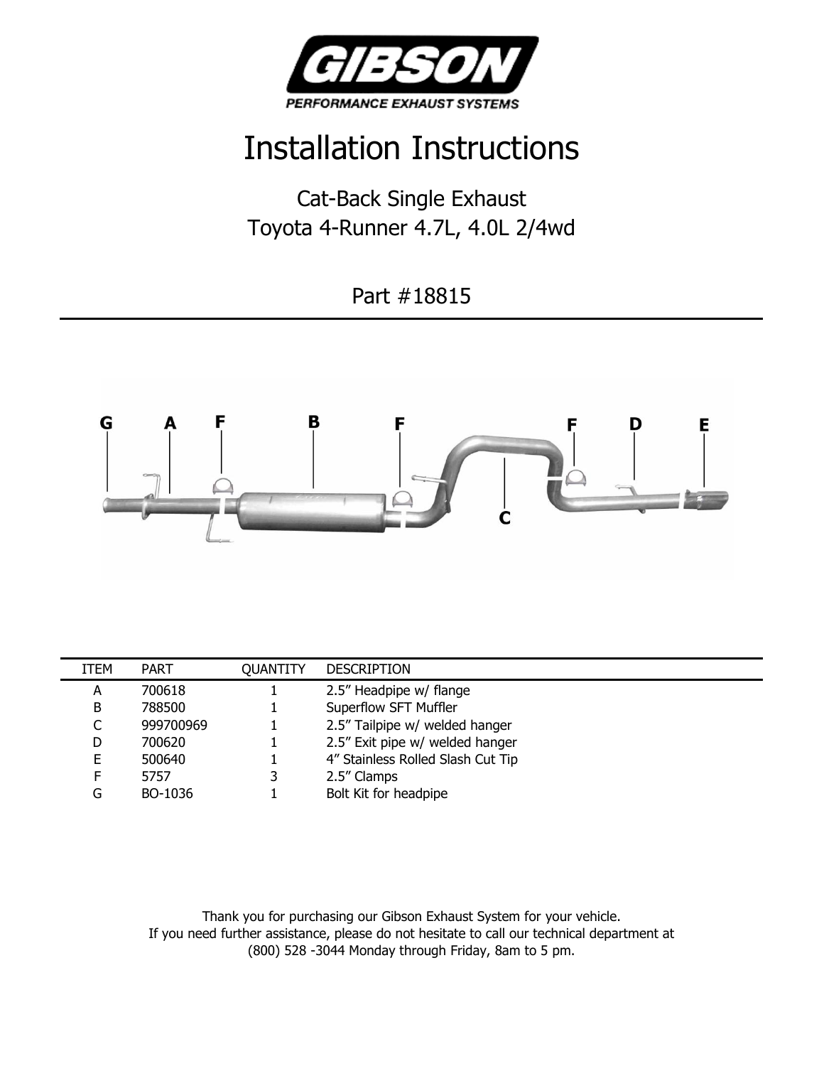GIBSON

PERFORMANCE EXHAUST SYSTEMS

# Installation Instructions

## Cat-Back Single Exhaust
## Toyota 4-Runner 4.7L, 4.0L 2/4wd

## Part #18815

| ITEM | PART | QUANTITY | DESCRIPTION |
|---|---|---|---|
| A | 700618 | 1 | 2.5" Headpipe w/ flange |
| B | 788500 | 1 | Superflow SFT Muffler |
| C | 999700969 | 1 | 2.5" Tailpipe w/ welded hanger |
| D | 700620 | 1 | 2.5" Exit pipe w/ welded hanger |
| E | 500640 | 1 | 4" Stainless Rolled Slash Cut Tip |
| F | 5757 | 3 | 2.5" Clamps |
| G | BO-1036 | 1 | Bolt Kit for headpipe |

Thank you for purchasing our Gibson Exhaust System for your vehicle.
If you need further assistance, please do not hesitate to call our technical department at (800) 528 -3044 Monday through Friday, 8am to 5 pm.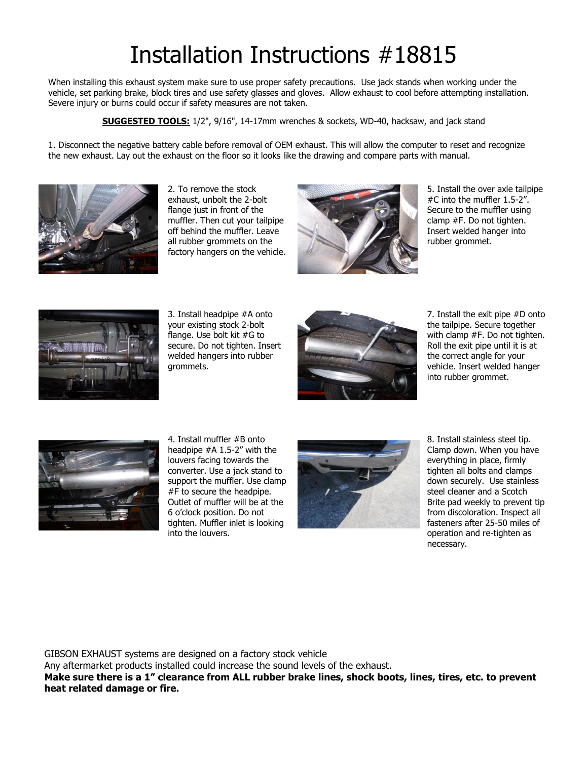# Installation Instructions #18815

When installing this exhaust system make sure to use proper safety precautions. Use jack stands when working under the vehicle, set parking brake, block tires and use safety glasses and gloves. Allow exhaust to cool before attempting installation. Severe injury or burns could occur if safety measures are not taken.

**SUGGESTED TOOLS:** 1/2", 9/16", 14-17mm wrenches & sockets, WD-40, hacksaw, and jack stand

1. Disconnect the negative battery cable before removal of OEM exhaust. This will allow the computer to reset and recognize the new exhaust. Lay out the exhaust on the floor so it looks like the drawing and compare parts with manual.

2. To remove the stock exhaust, unbolt the 2-bolt flange just in front of the muffler. Then cut your tailpipe off behind the muffler. Leave all rubber grommets on the factory hangers on the vehicle.

3. Install headpipe #A onto your existing stock 2-bolt flange. Use bolt kit #G to secure. Do not tighten. Insert welded hangers into rubber grommets.

4. Install muffler #B onto headpipe #A 1.5-2" with the louvers facing towards the converter. Use a jack stand to support the muffler. Use clamp #F to secure the headpipe. Outlet of muffler will be at the 6 o'clock position. Do not tighten. Muffler inlet is looking into the louvers.

5. Install the over axle tailpipe #C into the muffler 1.5-2". Secure to the muffler using clamp #F. Do not tighten. Insert welded hanger into rubber grommet.

7. Install the exit pipe #D onto the tailpipe. Secure together with clamp #F. Do not tighten. Roll the exit pipe until it is at the correct angle for your vehicle. Insert welded hanger into rubber grommet.

8. Install stainless steel tip. Clamp down. When you have everything in place, firmly tighten all bolts and clamps down securely. Use stainless steel cleaner and a Scotch Brite pad weekly to prevent tip from discoloration. Inspect all fasteners after 25-50 miles of operation and re-tighten as necessary.

GIBSON EXHAUST systems are designed on a factory stock vehicle
Any aftermarket products installed could increase the sound levels of the exhaust.
**Make sure there is a 1" clearance from ALL rubber brake lines, shock boots, lines, tires, etc. to prevent heat related damage or fire.**